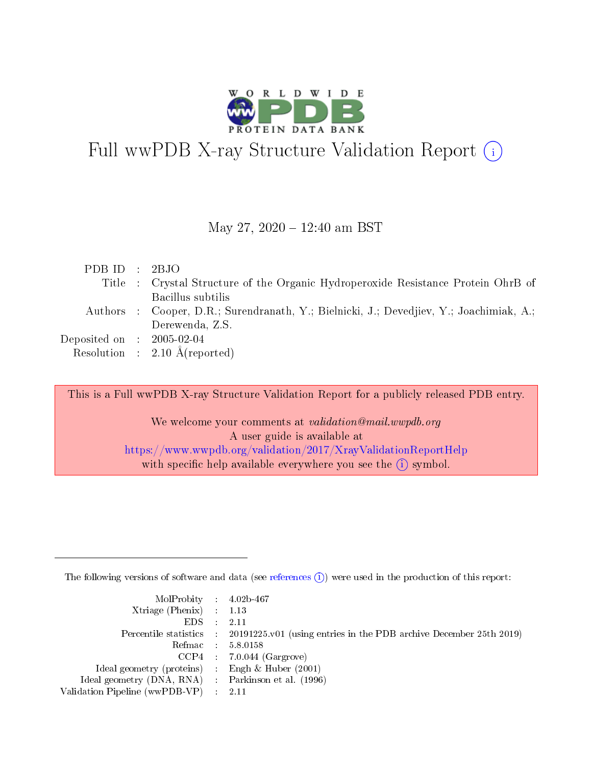# Full wwPDB X-ray Structure Validation Report (i)

May 27, 2020 – 12:40 am BST

| | | |
|---|---|---|
| PDB ID | : | 2BJO |
| Title | : | Crystal Structure of the Organic Hydroperoxide Resistance Protein OhrB of Bacillus subtilis |
| Authors | : | Cooper, D.R.; Surendranath, Y.; Bielnicki, J.; Devedjiev, Y.; Joachimiak, A.; Derewenda, Z.S. |
| Deposited on | : | 2005-02-04 |
| Resolution | : | 2.10 Å(reported) |

This is a Full wwPDB X-ray Structure Validation Report for a publicly released PDB entry.

We welcome your comments at *validation@mail.wwpdb.org*
A user guide is available at
https://www.wwpdb.org/validation/2017/XrayValidationReportHelp
with specific help available everywhere you see the (i) symbol.

---

The following versions of software and data (see references (i)) were used in the production of this report:

| | | |
|---|---|---|
| MolProbity | : | 4.02b-467 |
| Xtriage (Phenix) | : | 1.13 |
| EDS | : | 2.11 |
| Percentile statistics | : | 20191225.v01 (using entries in the PDB archive December 25th 2019) |
| Refmac | : | 5.8.0158 |
| CCP4 | : | 7.0.044 (Gargrove) |
| Ideal geometry (proteins) | : | Engh & Huber (2001) |
| Ideal geometry (DNA, RNA) | : | Parkinson et al. (1996) |
| Validation Pipeline (wwPDB-VP) | : | 2.11 |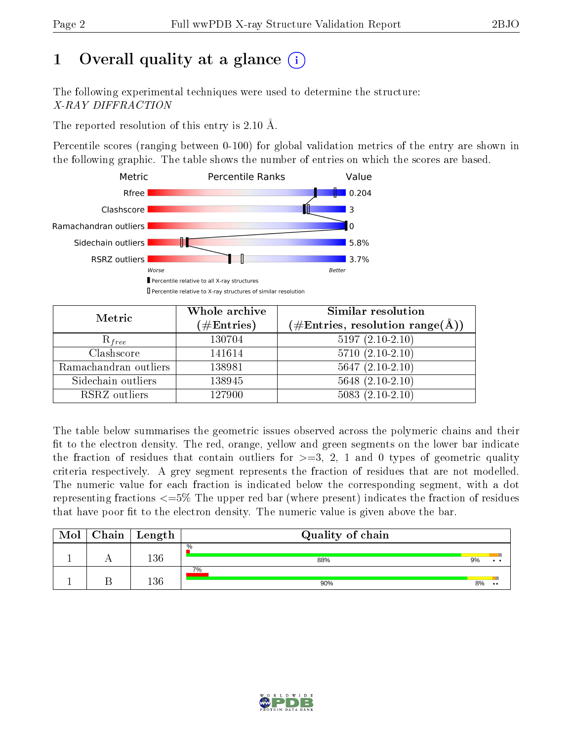# 1 Overall quality at a glance

The following experimental techniques were used to determine the structure:
*X-RAY DIFFRACTION*

The reported resolution of this entry is 2.10 Å.

Percentile scores (ranging between 0-100) for global validation metrics of the entry are shown in the following graphic. The table shows the number of entries on which the scores are based.

| Metric | Value |
|---|---|
| Rfree | 0.204 |
| Clashscore | 3 |
| Ramachandran outliers | 0 |
| Sidechain outliers | 5.8% |
| RSRZ outliers | 3.7% |

Worse — Better

■ Percentile relative to all X-ray structures
□ Percentile relative to X-ray structures of similar resolution

| Metric | Whole archive (#Entries) | Similar resolution (#Entries, resolution range(Å)) |
|---|---|---|
| $R_{free}$ | 130704 | 5197 (2.10-2.10) |
| Clashscore | 141614 | 5710 (2.10-2.10) |
| Ramachandran outliers | 138981 | 5647 (2.10-2.10) |
| Sidechain outliers | 138945 | 5648 (2.10-2.10) |
| RSRZ outliers | 127900 | 5083 (2.10-2.10) |

The table below summarises the geometric issues observed across the polymeric chains and their fit to the electron density. The red, orange, yellow and green segments on the lower bar indicate the fraction of residues that contain outliers for >=3, 2, 1 and 0 types of geometric quality criteria respectively. A grey segment represents the fraction of residues that are not modelled. The numeric value for each fraction is indicated below the corresponding segment, with a dot representing fractions <=5% The upper red bar (where present) indicates the fraction of residues that have poor fit to the electron density. The numeric value is given above the bar.

| Mol | Chain | Length | Quality of chain |
|---|---|---|---|
| 1 | A | 136 | % / 88% / 9% / • • |
| 1 | B | 136 | 7% / 90% / 8% / • • |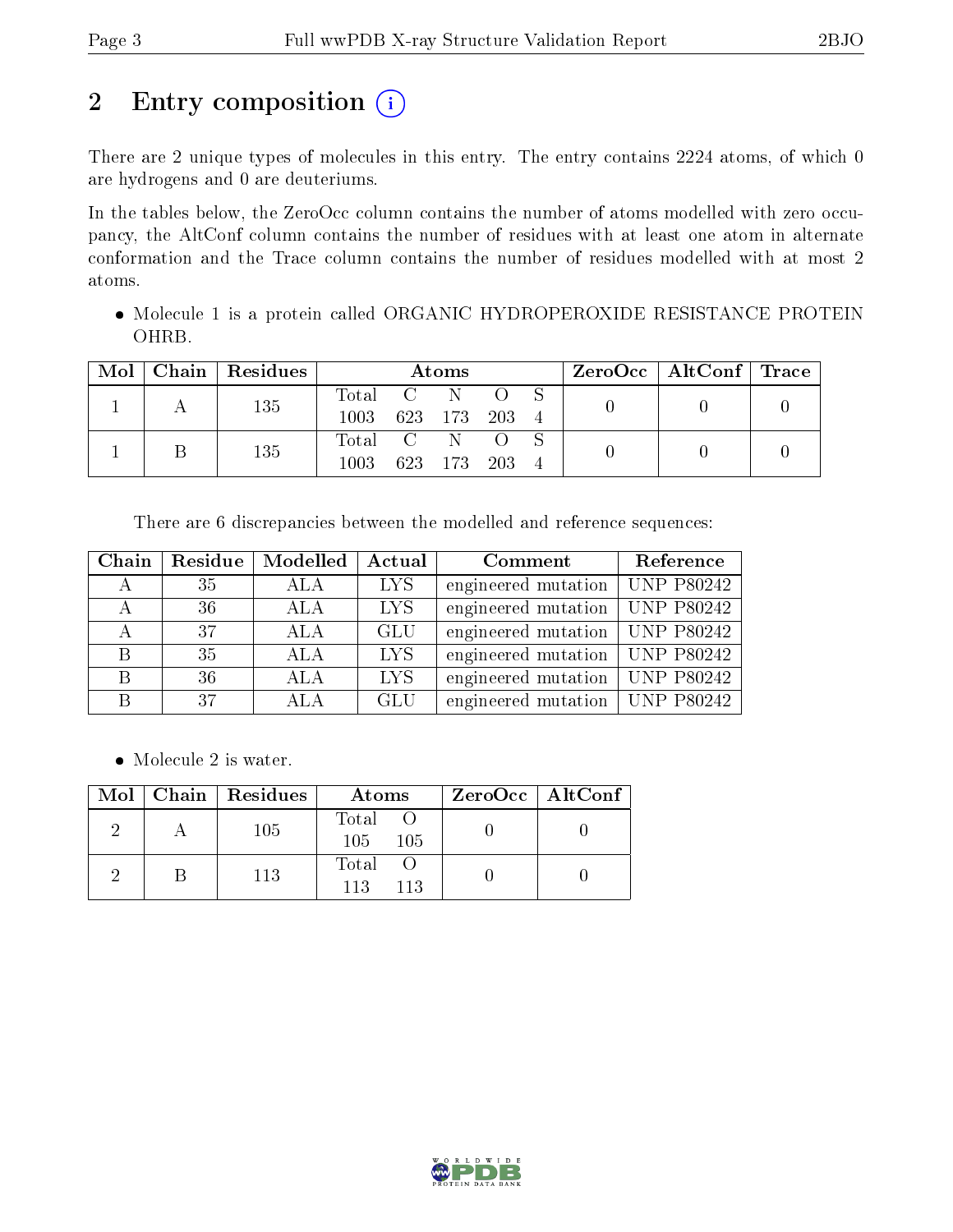## 2 Entry composition (i)

There are 2 unique types of molecules in this entry. The entry contains 2224 atoms, of which 0 are hydrogens and 0 are deuteriums.

In the tables below, the ZeroOcc column contains the number of atoms modelled with zero occupancy, the AltConf column contains the number of residues with at least one atom in alternate conformation and the Trace column contains the number of residues modelled with at most 2 atoms.

- Molecule 1 is a protein called ORGANIC HYDROPEROXIDE RESISTANCE PROTEIN OHRB.

| Mol | Chain | Residues | Atoms | | | | | ZeroOcc | AltConf | Trace |
|---|---|---|---|---|---|---|---|---|---|---|
| | | | Total | C | N | O | S | | | |
| 1 | A | 135 | 1003 | 623 | 173 | 203 | 4 | 0 | 0 | 0 |
| 1 | B | 135 | 1003 | 623 | 173 | 203 | 4 | 0 | 0 | 0 |

There are 6 discrepancies between the modelled and reference sequences:

| Chain | Residue | Modelled | Actual | Comment | Reference |
|---|---|---|---|---|---|
| A | 35 | ALA | LYS | engineered mutation | UNP P80242 |
| A | 36 | ALA | LYS | engineered mutation | UNP P80242 |
| A | 37 | ALA | GLU | engineered mutation | UNP P80242 |
| B | 35 | ALA | LYS | engineered mutation | UNP P80242 |
| B | 36 | ALA | LYS | engineered mutation | UNP P80242 |
| B | 37 | ALA | GLU | engineered mutation | UNP P80242 |

- Molecule 2 is water.

| Mol | Chain | Residues | Atoms | | ZeroOcc | AltConf |
|---|---|---|---|---|---|---|
| | | | Total | O | | |
| 2 | A | 105 | 105 | 105 | 0 | 0 |
| 2 | B | 113 | 113 | 113 | 0 | 0 |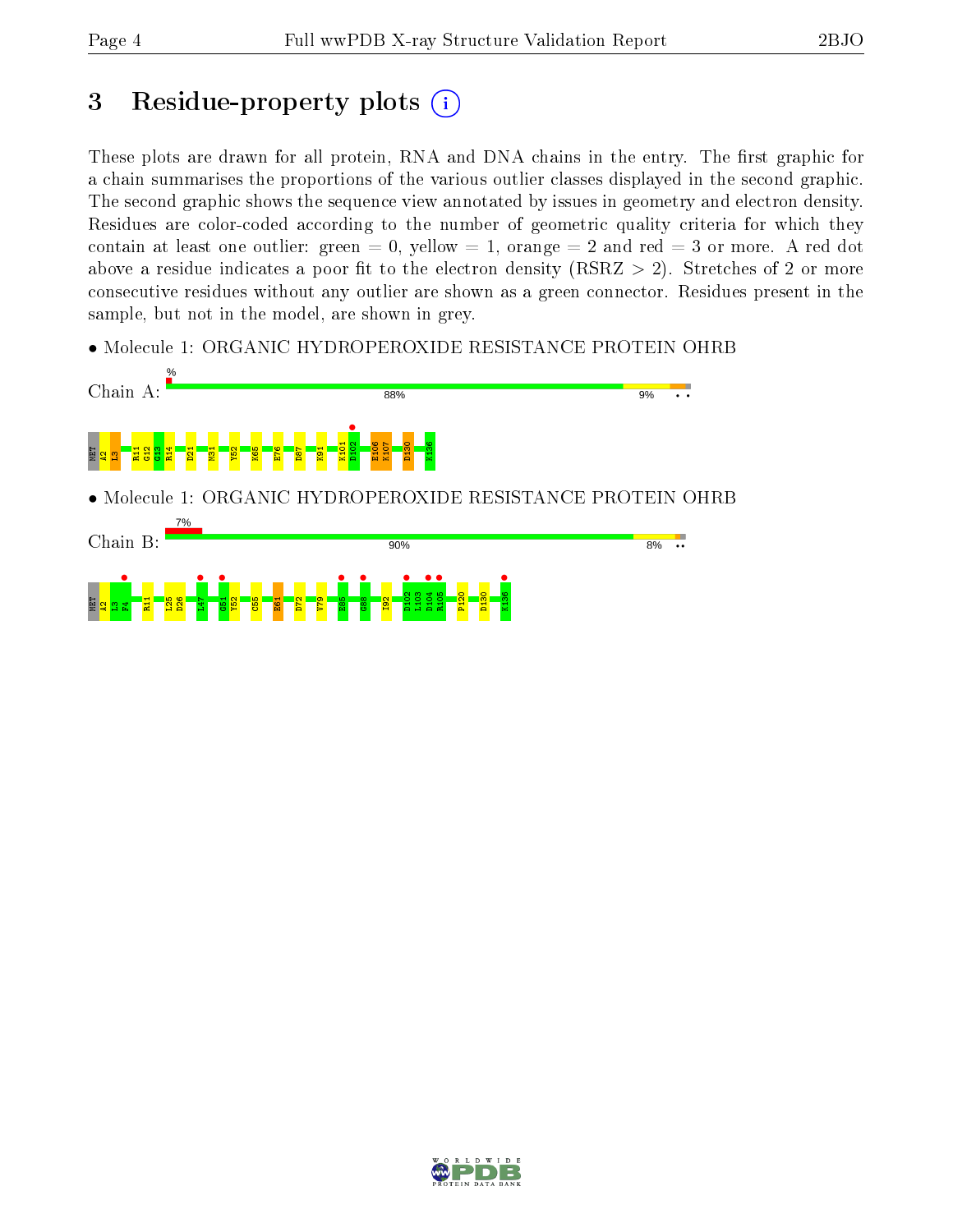# 3 Residue-property plots

These plots are drawn for all protein, RNA and DNA chains in the entry. The first graphic for a chain summarises the proportions of the various outlier classes displayed in the second graphic. The second graphic shows the sequence view annotated by issues in geometry and electron density. Residues are color-coded according to the number of geometric quality criteria for which they contain at least one outlier: green = 0, yellow = 1, orange = 2 and red = 3 or more. A red dot above a residue indicates a poor fit to the electron density (RSRZ > 2). Stretches of 2 or more consecutive residues without any outlier are shown as a green connector. Residues present in the sample, but not in the model, are shown in grey.

• Molecule 1: ORGANIC HYDROPEROXIDE RESISTANCE PROTEIN OHRB

Chain A: % 88% 9% • •

MET A2 L3 R11 G12 G13 R14 D21 M31 Y52 K65 E76 D87 K91 K101 D102 E106 K107 D130 K136

• Molecule 1: ORGANIC HYDROPEROXIDE RESISTANCE PROTEIN OHRB

Chain B: 7% 90% 8% ••

MET A2 L3 F4 R11 L25 D26 L47 G51 Y52 C55 E61 D72 V79 E85 G88 I92 D102 L103 D104 R105 P120 D130 K136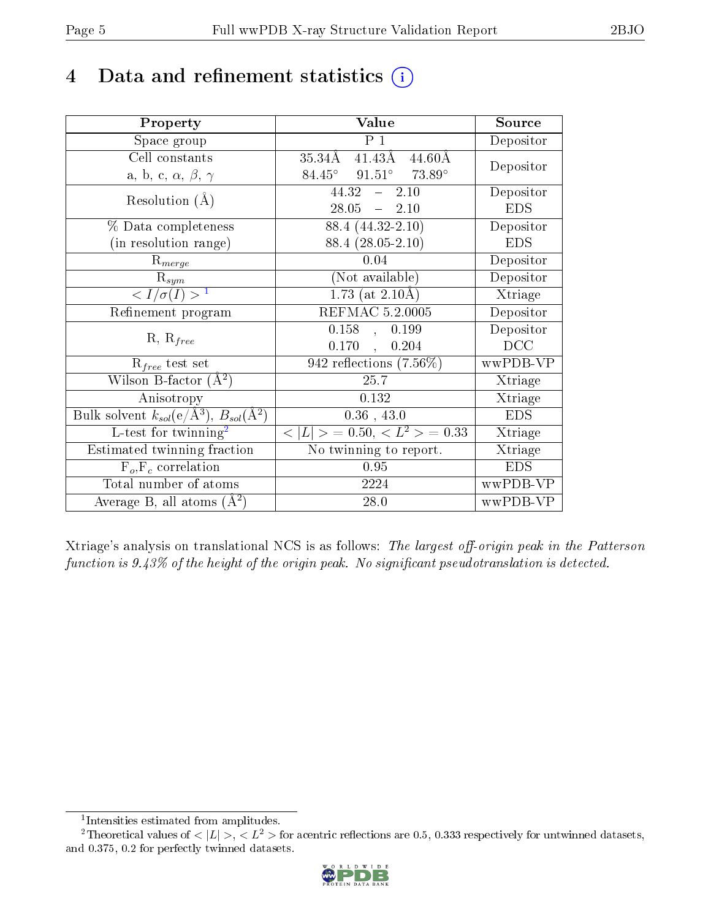# 4 Data and refinement statistics

| Property | Value | Source |
|---|---|---|
| Space group | P 1 | Depositor |
| Cell constants<br>a, b, c, $\alpha$, $\beta$, $\gamma$ | 35.34Å 41.43Å 44.60Å<br>84.45° 91.51° 73.89° | Depositor |
| Resolution (Å) | 44.32 – 2.10<br>28.05 – 2.10 | Depositor<br>EDS |
| % Data completeness<br>(in resolution range) | 88.4 (44.32-2.10)<br>88.4 (28.05-2.10) | Depositor<br>EDS |
| $R_{merge}$ | 0.04 | Depositor |
| $R_{sym}$ | (Not available) | Depositor |
| $< I/\sigma(I) >$ [1] | 1.73 (at 2.10Å) | Xtriage |
| Refinement program | REFMAC 5.2.0005 | Depositor |
| R, $R_{free}$ | 0.158 , 0.199<br>0.170 , 0.204 | Depositor<br>DCC |
| $R_{free}$ test set | 942 reflections (7.56%) | wwPDB-VP |
| Wilson B-factor (Å$^2$) | 25.7 | Xtriage |
| Anisotropy | 0.132 | Xtriage |
| Bulk solvent $k_{sol}$(e/Å$^3$), $B_{sol}$(Å$^2$) | 0.36 , 43.0 | EDS |
| L-test for twinning[2] | $< \|L\| >$ = 0.50, $< L^2 >$ = 0.33 | Xtriage |
| Estimated twinning fraction | No twinning to report. | Xtriage |
| $F_o$,$F_c$ correlation | 0.95 | EDS |
| Total number of atoms | 2224 | wwPDB-VP |
| Average B, all atoms (Å$^2$) | 28.0 | wwPDB-VP |

Xtriage's analysis on translational NCS is as follows: *The largest off-origin peak in the Patterson function is 9.43% of the height of the origin peak. No significant pseudotranslation is detected.*

[1] Intensities estimated from amplitudes.

[2] Theoretical values of $< |L| >$, $< L^2 >$ for acentric reflections are 0.5, 0.333 respectively for untwinned datasets, and 0.375, 0.2 for perfectly twinned datasets.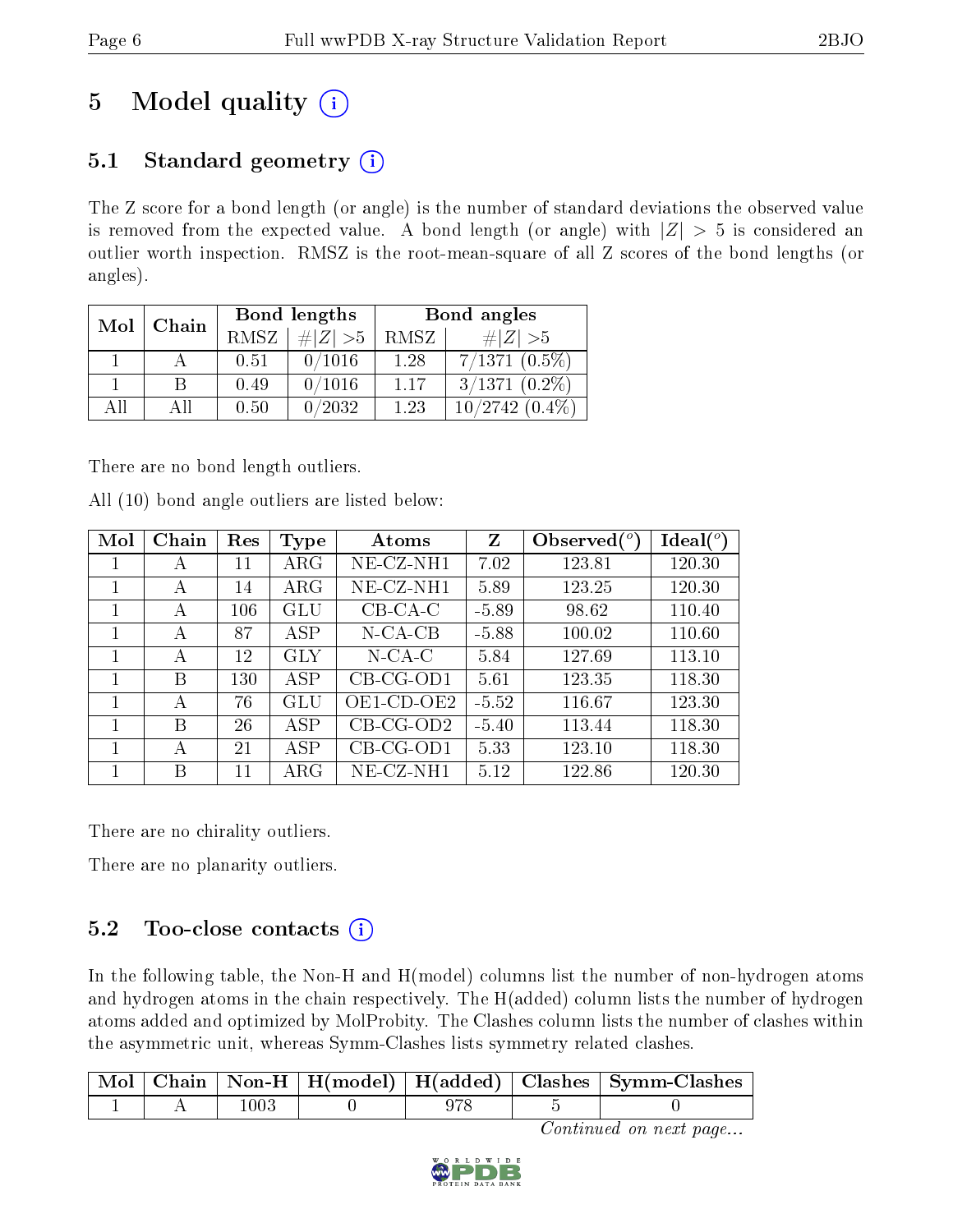# 5 Model quality

## 5.1 Standard geometry

The Z score for a bond length (or angle) is the number of standard deviations the observed value is removed from the expected value. A bond length (or angle) with $|Z| > 5$ is considered an outlier worth inspection. RMSZ is the root-mean-square of all Z scores of the bond lengths (or angles).

| Mol | Chain | Bond lengths | | Bond angles | |
|---|---|---|---|---|---|
| | | RMSZ | #$\|Z\|$ >5 | RMSZ | #$\|Z\|$ >5 |
| 1 | A | 0.51 | 0/1016 | 1.28 | 7/1371 (0.5%) |
| 1 | B | 0.49 | 0/1016 | 1.17 | 3/1371 (0.2%) |
| All | All | 0.50 | 0/2032 | 1.23 | 10/2742 (0.4%) |

There are no bond length outliers.

All (10) bond angle outliers are listed below:

| Mol | Chain | Res | Type | Atoms | Z | Observed($^o$) | Ideal($^o$) |
|---|---|---|---|---|---|---|---|
| 1 | A | 11 | ARG | NE-CZ-NH1 | 7.02 | 123.81 | 120.30 |
| 1 | A | 14 | ARG | NE-CZ-NH1 | 5.89 | 123.25 | 120.30 |
| 1 | A | 106 | GLU | CB-CA-C | -5.89 | 98.62 | 110.40 |
| 1 | A | 87 | ASP | N-CA-CB | -5.88 | 100.02 | 110.60 |
| 1 | A | 12 | GLY | N-CA-C | 5.84 | 127.69 | 113.10 |
| 1 | B | 130 | ASP | CB-CG-OD1 | 5.61 | 123.35 | 118.30 |
| 1 | A | 76 | GLU | OE1-CD-OE2 | -5.52 | 116.67 | 123.30 |
| 1 | B | 26 | ASP | CB-CG-OD2 | -5.40 | 113.44 | 118.30 |
| 1 | A | 21 | ASP | CB-CG-OD1 | 5.33 | 123.10 | 118.30 |
| 1 | B | 11 | ARG | NE-CZ-NH1 | 5.12 | 122.86 | 120.30 |

There are no chirality outliers.

There are no planarity outliers.

## 5.2 Too-close contacts

In the following table, the Non-H and H(model) columns list the number of non-hydrogen atoms and hydrogen atoms in the chain respectively. The H(added) column lists the number of hydrogen atoms added and optimized by MolProbity. The Clashes column lists the number of clashes within the asymmetric unit, whereas Symm-Clashes lists symmetry related clashes.

| Mol | Chain | Non-H | H(model) | H(added) | Clashes | Symm-Clashes |
|---|---|---|---|---|---|---|
| 1 | A | 1003 | 0 | 978 | 5 | 0 |

*Continued on next page...*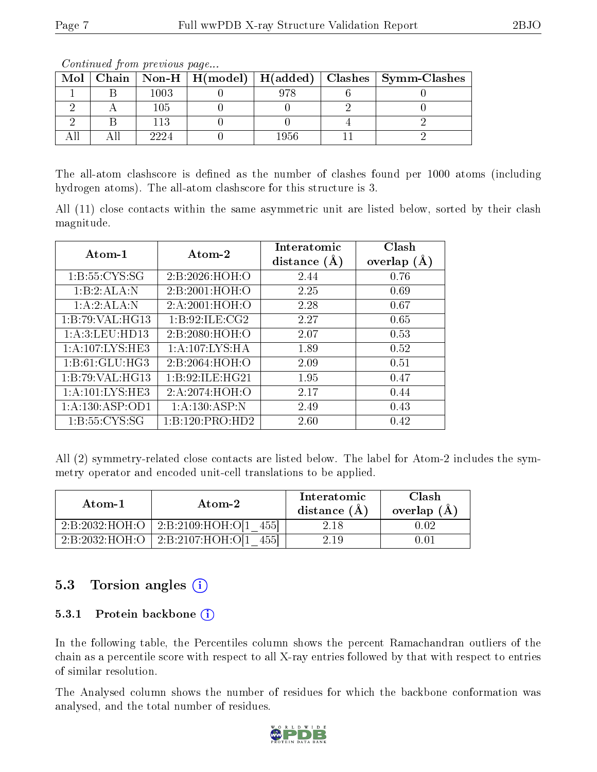*Continued from previous page...*

| Mol | Chain | Non-H | H(model) | H(added) | Clashes | Symm-Clashes |
|---|---|---|---|---|---|---|
| 1 | B | 1003 | 0 | 978 | 6 | 0 |
| 2 | A | 105 | 0 | 0 | 2 | 0 |
| 2 | B | 113 | 0 | 0 | 4 | 2 |
| All | All | 2224 | 0 | 1956 | 11 | 2 |

The all-atom clashscore is defined as the number of clashes found per 1000 atoms (including hydrogen atoms). The all-atom clashscore for this structure is 3.

All (11) close contacts within the same asymmetric unit are listed below, sorted by their clash magnitude.

| Atom-1 | Atom-2 | Interatomic distance (Å) | Clash overlap (Å) |
|---|---|---|---|
| 1:B:55:CYS:SG | 2:B:2026:HOH:O | 2.44 | 0.76 |
| 1:B:2:ALA:N | 2:B:2001:HOH:O | 2.25 | 0.69 |
| 1:A:2:ALA:N | 2:A:2001:HOH:O | 2.28 | 0.67 |
| 1:B:79:VAL:HG13 | 1:B:92:ILE:CG2 | 2.27 | 0.65 |
| 1:A:3:LEU:HD13 | 2:B:2080:HOH:O | 2.07 | 0.53 |
| 1:A:107:LYS:HE3 | 1:A:107:LYS:HA | 1.89 | 0.52 |
| 1:B:61:GLU:HG3 | 2:B:2064:HOH:O | 2.09 | 0.51 |
| 1:B:79:VAL:HG13 | 1:B:92:ILE:HG21 | 1.95 | 0.47 |
| 1:A:101:LYS:HE3 | 2:A:2074:HOH:O | 2.17 | 0.44 |
| 1:A:130:ASP:OD1 | 1:A:130:ASP:N | 2.49 | 0.43 |
| 1:B:55:CYS:SG | 1:B:120:PRO:HD2 | 2.60 | 0.42 |

All (2) symmetry-related close contacts are listed below. The label for Atom-2 includes the symmetry operator and encoded unit-cell translations to be applied.

| Atom-1 | Atom-2 | Interatomic distance (Å) | Clash overlap (Å) |
|---|---|---|---|
| 2:B:2032:HOH:O | 2:B:2109:HOH:O[1_455] | 2.18 | 0.02 |
| 2:B:2032:HOH:O | 2:B:2107:HOH:O[1_455] | 2.19 | 0.01 |

## 5.3 Torsion angles (i)

### 5.3.1 Protein backbone (i)

In the following table, the Percentiles column shows the percent Ramachandran outliers of the chain as a percentile score with respect to all X-ray entries followed by that with respect to entries of similar resolution.

The Analysed column shows the number of residues for which the backbone conformation was analysed, and the total number of residues.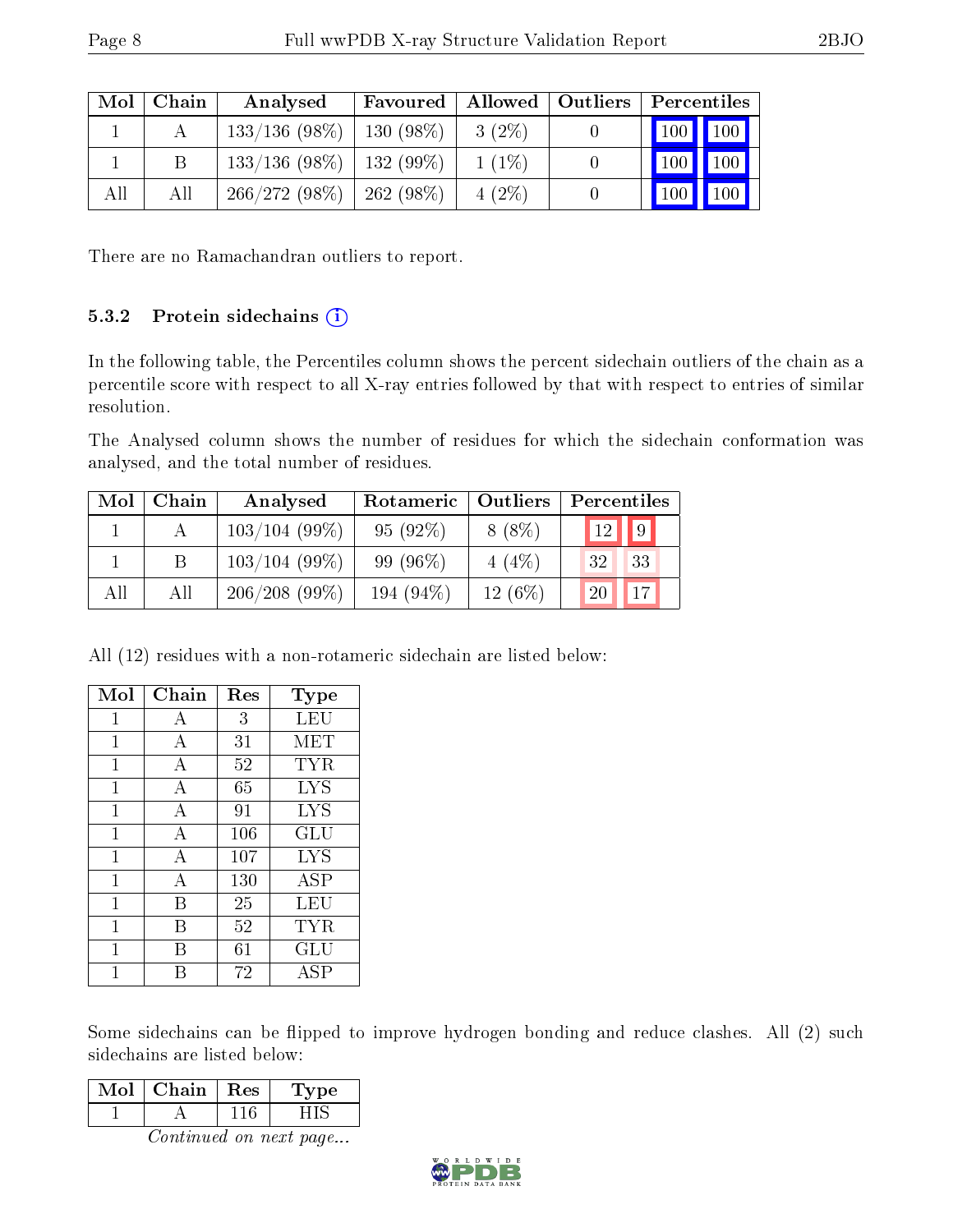| Mol | Chain | Analysed | Favoured | Allowed | Outliers | Percentiles | |
|---|---|---|---|---|---|---|---|
| 1 | A | 133/136 (98%) | 130 (98%) | 3 (2%) | 0 | 100 | 100 |
| 1 | B | 133/136 (98%) | 132 (99%) | 1 (1%) | 0 | 100 | 100 |
| All | All | 266/272 (98%) | 262 (98%) | 4 (2%) | 0 | 100 | 100 |

There are no Ramachandran outliers to report.

### 5.3.2 Protein sidechains

In the following table, the Percentiles column shows the percent sidechain outliers of the chain as a percentile score with respect to all X-ray entries followed by that with respect to entries of similar resolution.

The Analysed column shows the number of residues for which the sidechain conformation was analysed, and the total number of residues.

| Mol | Chain | Analysed | Rotameric | Outliers | Percentiles | |
|---|---|---|---|---|---|---|
| 1 | A | 103/104 (99%) | 95 (92%) | 8 (8%) | 12 | 9 |
| 1 | B | 103/104 (99%) | 99 (96%) | 4 (4%) | 32 | 33 |
| All | All | 206/208 (99%) | 194 (94%) | 12 (6%) | 20 | 17 |

All (12) residues with a non-rotameric sidechain are listed below:

| Mol | Chain | Res | Type |
|---|---|---|---|
| 1 | A | 3 | LEU |
| 1 | A | 31 | MET |
| 1 | A | 52 | TYR |
| 1 | A | 65 | LYS |
| 1 | A | 91 | LYS |
| 1 | A | 106 | GLU |
| 1 | A | 107 | LYS |
| 1 | A | 130 | ASP |
| 1 | B | 25 | LEU |
| 1 | B | 52 | TYR |
| 1 | B | 61 | GLU |
| 1 | B | 72 | ASP |

Some sidechains can be flipped to improve hydrogen bonding and reduce clashes. All (2) such sidechains are listed below:

| Mol | Chain | Res | Type |
|---|---|---|---|
| 1 | A | 116 | HIS |

*Continued on next page...*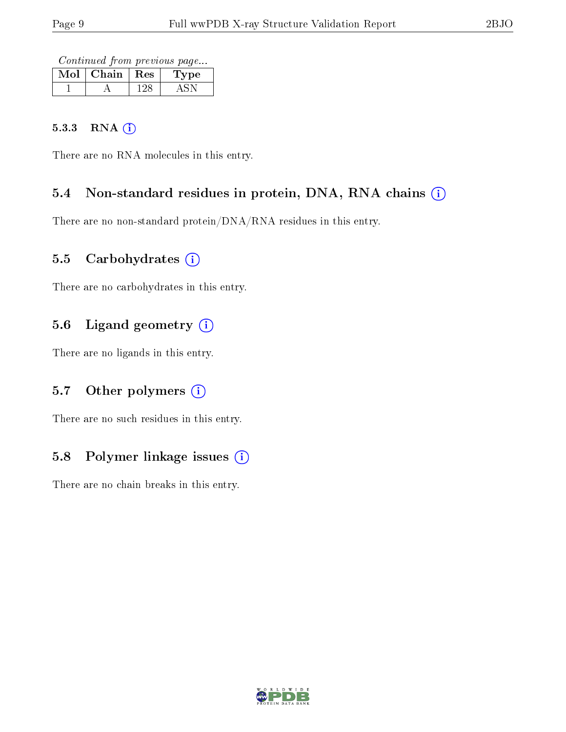*Continued from previous page...*

| Mol | Chain | Res | Type |
|---|---|---|---|
| 1 | A | 128 | ASN |

#### 5.3.3 RNA

There are no RNA molecules in this entry.

### 5.4 Non-standard residues in protein, DNA, RNA chains

There are no non-standard protein/DNA/RNA residues in this entry.

### 5.5 Carbohydrates

There are no carbohydrates in this entry.

### 5.6 Ligand geometry

There are no ligands in this entry.

### 5.7 Other polymers

There are no such residues in this entry.

### 5.8 Polymer linkage issues

There are no chain breaks in this entry.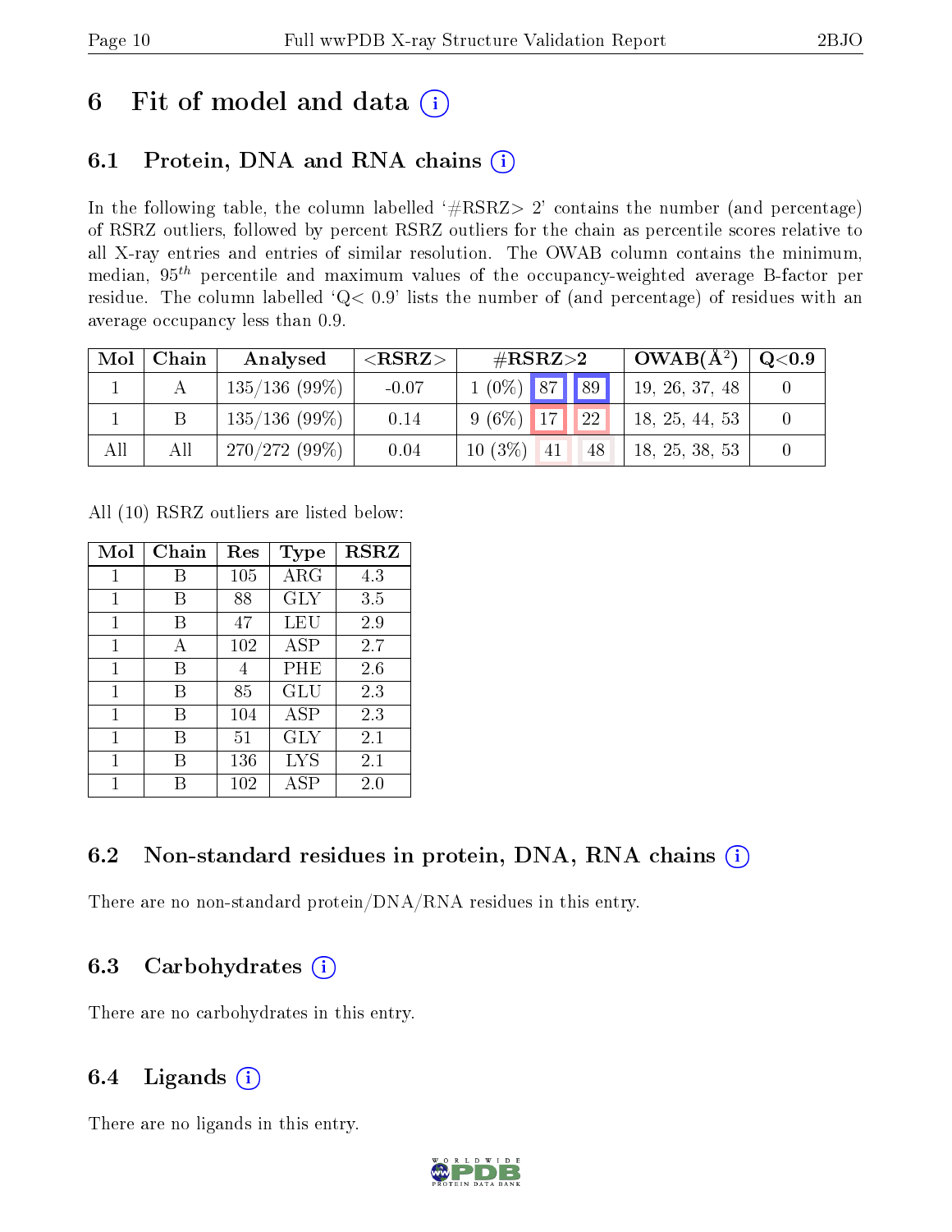# 6 Fit of model and data

## 6.1 Protein, DNA and RNA chains

In the following table, the column labelled '#RSRZ> 2' contains the number (and percentage) of RSRZ outliers, followed by percent RSRZ outliers for the chain as percentile scores relative to all X-ray entries and entries of similar resolution. The OWAB column contains the minimum, median, $95^{th}$ percentile and maximum values of the occupancy-weighted average B-factor per residue. The column labelled 'Q< 0.9' lists the number of (and percentage) of residues with an average occupancy less than 0.9.

| Mol | Chain | Analysed | <RSRZ> | #RSRZ>2 | | | OWAB(Å$^2$) | Q<0.9 |
|---|---|---|---|---|---|---|---|---|
| 1 | A | 135/136 (99%) | -0.07 | 1 (0%) | 87 | 89 | 19, 26, 37, 48 | 0 |
| 1 | B | 135/136 (99%) | 0.14 | 9 (6%) | 17 | 22 | 18, 25, 44, 53 | 0 |
| All | All | 270/272 (99%) | 0.04 | 10 (3%) | 41 | 48 | 18, 25, 38, 53 | 0 |

All (10) RSRZ outliers are listed below:

| Mol | Chain | Res | Type | RSRZ |
|---|---|---|---|---|
| 1 | B | 105 | ARG | 4.3 |
| 1 | B | 88 | GLY | 3.5 |
| 1 | B | 47 | LEU | 2.9 |
| 1 | A | 102 | ASP | 2.7 |
| 1 | B | 4 | PHE | 2.6 |
| 1 | B | 85 | GLU | 2.3 |
| 1 | B | 104 | ASP | 2.3 |
| 1 | B | 51 | GLY | 2.1 |
| 1 | B | 136 | LYS | 2.1 |
| 1 | B | 102 | ASP | 2.0 |

## 6.2 Non-standard residues in protein, DNA, RNA chains

There are no non-standard protein/DNA/RNA residues in this entry.

## 6.3 Carbohydrates

There are no carbohydrates in this entry.

## 6.4 Ligands

There are no ligands in this entry.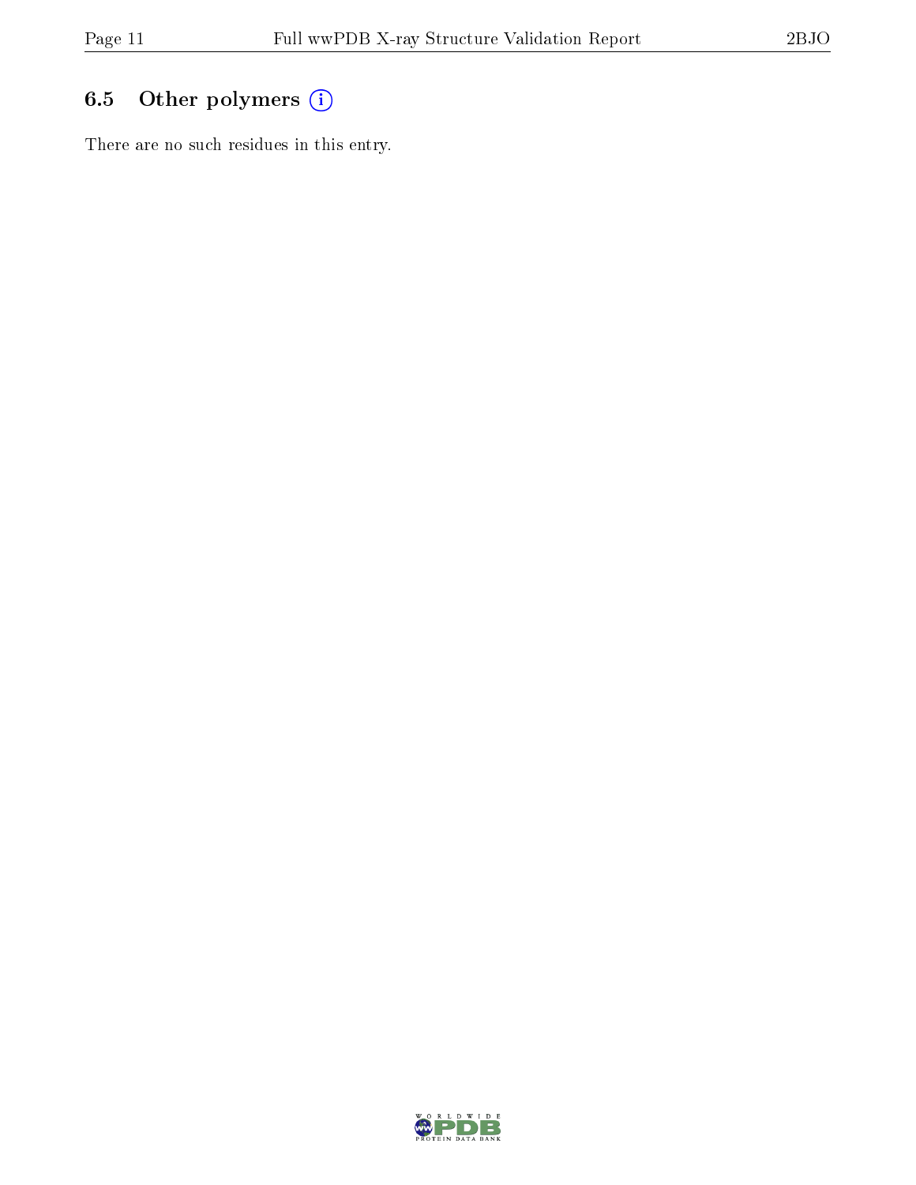### 6.5 Other polymers (i)

There are no such residues in this entry.